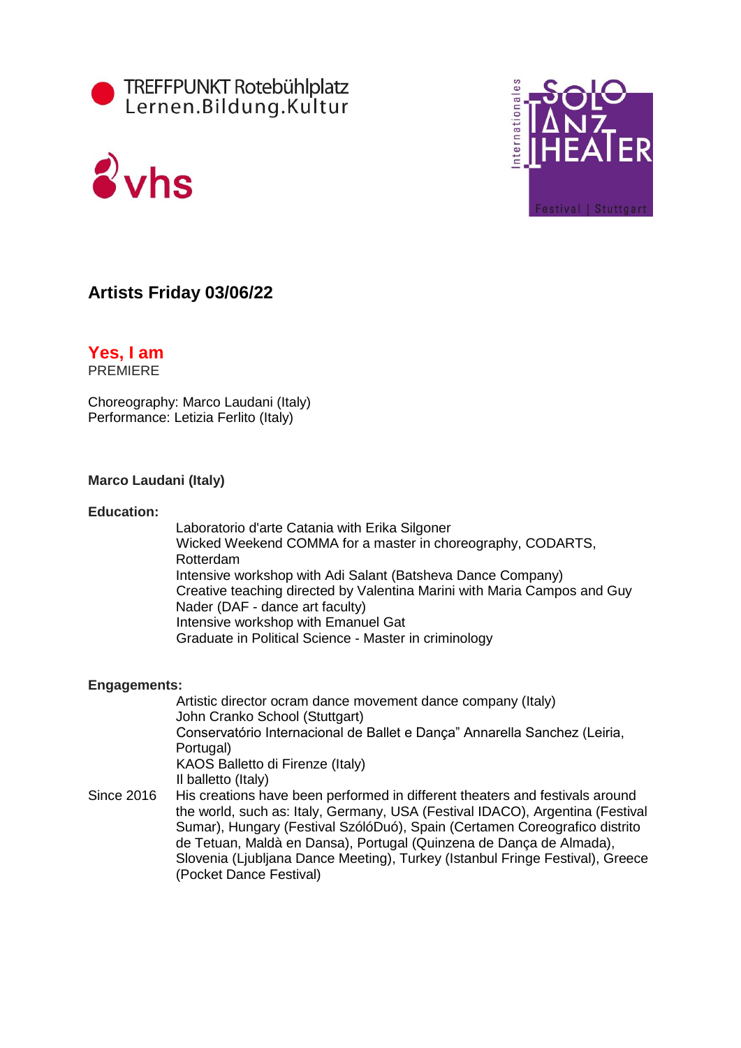TREFFPUNKT Rotebühlplatz
Lernen.Bildung.Kultur

vhs

Internationales SOLO TANZ THEATER Festival | Stuttgart

## Artists Friday 03/06/22

### Yes, I am

PREMIERE

Choreography: Marco Laudani (Italy)
Performance: Letizia Ferlito (Italy)

**Marco Laudani (Italy)**

**Education:**

Laboratorio d'arte Catania with Erika Silgoner
Wicked Weekend COMMA for a master in choreography, CODARTS, Rotterdam
Intensive workshop with Adi Salant (Batsheva Dance Company)
Creative teaching directed by Valentina Marini with Maria Campos and Guy Nader (DAF - dance art faculty)
Intensive workshop with Emanuel Gat
Graduate in Political Science - Master in criminology

**Engagements:**

Artistic director ocram dance movement dance company (Italy)
John Cranko School (Stuttgart)
Conservatório Internacional de Ballet e Dança" Annarella Sanchez (Leiria, Portugal)
KAOS Balletto di Firenze (Italy)
Il balletto (Italy)

Since 2016 His creations have been performed in different theaters and festivals around the world, such as: Italy, Germany, USA (Festival IDACO), Argentina (Festival Sumar), Hungary (Festival SzólóDuó), Spain (Certamen Coreografico distrito de Tetuan, Maldà en Dansa), Portugal (Quinzena de Dança de Almada), Slovenia (Ljubljana Dance Meeting), Turkey (Istanbul Fringe Festival), Greece (Pocket Dance Festival)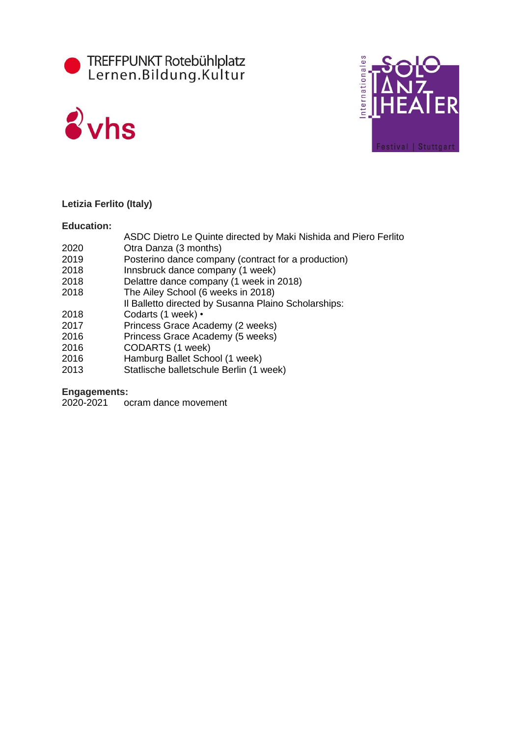TREFFPUNKT Rotebühlplatz
Lernen.Bildung.Kultur

vhs

Internationales SOLO TANZ THEATER Festival | Stuttgart

**Letizia Ferlito (Italy)**

**Education:**

| | |
|---|---|
| | ASDC Dietro Le Quinte directed by Maki Nishida and Piero Ferlito |
| 2020 | Otra Danza (3 months) |
| 2019 | Posterino dance company (contract for a production) |
| 2018 | Innsbruck dance company (1 week) |
| 2018 | Delattre dance company (1 week in 2018) |
| 2018 | The Ailey School (6 weeks in 2018) |
| | Il Balletto directed by Susanna Plaino Scholarships: |
| 2018 | Codarts (1 week) • |
| 2017 | Princess Grace Academy (2 weeks) |
| 2016 | Princess Grace Academy (5 weeks) |
| 2016 | CODARTS (1 week) |
| 2016 | Hamburg Ballet School (1 week) |
| 2013 | Statlische balletschule Berlin (1 week) |

**Engagements:**

| | |
|---|---|
| 2020-2021 | ocram dance movement |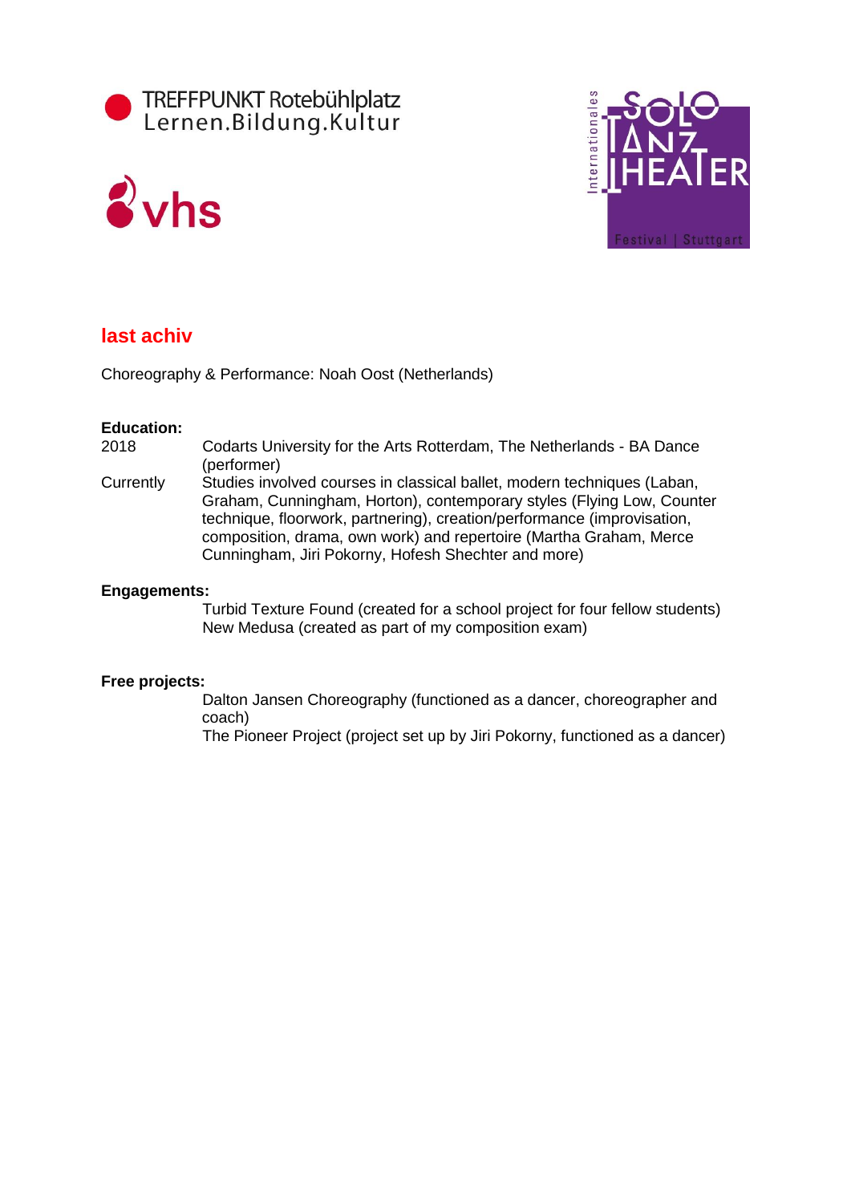TREFFPUNKT Rotebühlplatz
Lernen.Bildung.Kultur

vhs

Internationales SOLO TANZ THEATER Festival | Stuttgart

## last achiv

Choreography & Performance: Noah Oost (Netherlands)

**Education:**

| | |
|---|---|
| 2018 | Codarts University for the Arts Rotterdam, The Netherlands - BA Dance (performer) |
| Currently | Studies involved courses in classical ballet, modern techniques (Laban, Graham, Cunningham, Horton), contemporary styles (Flying Low, Counter technique, floorwork, partnering), creation/performance (improvisation, composition, drama, own work) and repertoire (Martha Graham, Merce Cunningham, Jiri Pokorny, Hofesh Shechter and more) |

**Engagements:**

Turbid Texture Found (created for a school project for four fellow students)
New Medusa (created as part of my composition exam)

**Free projects:**

Dalton Jansen Choreography (functioned as a dancer, choreographer and coach)
The Pioneer Project (project set up by Jiri Pokorny, functioned as a dancer)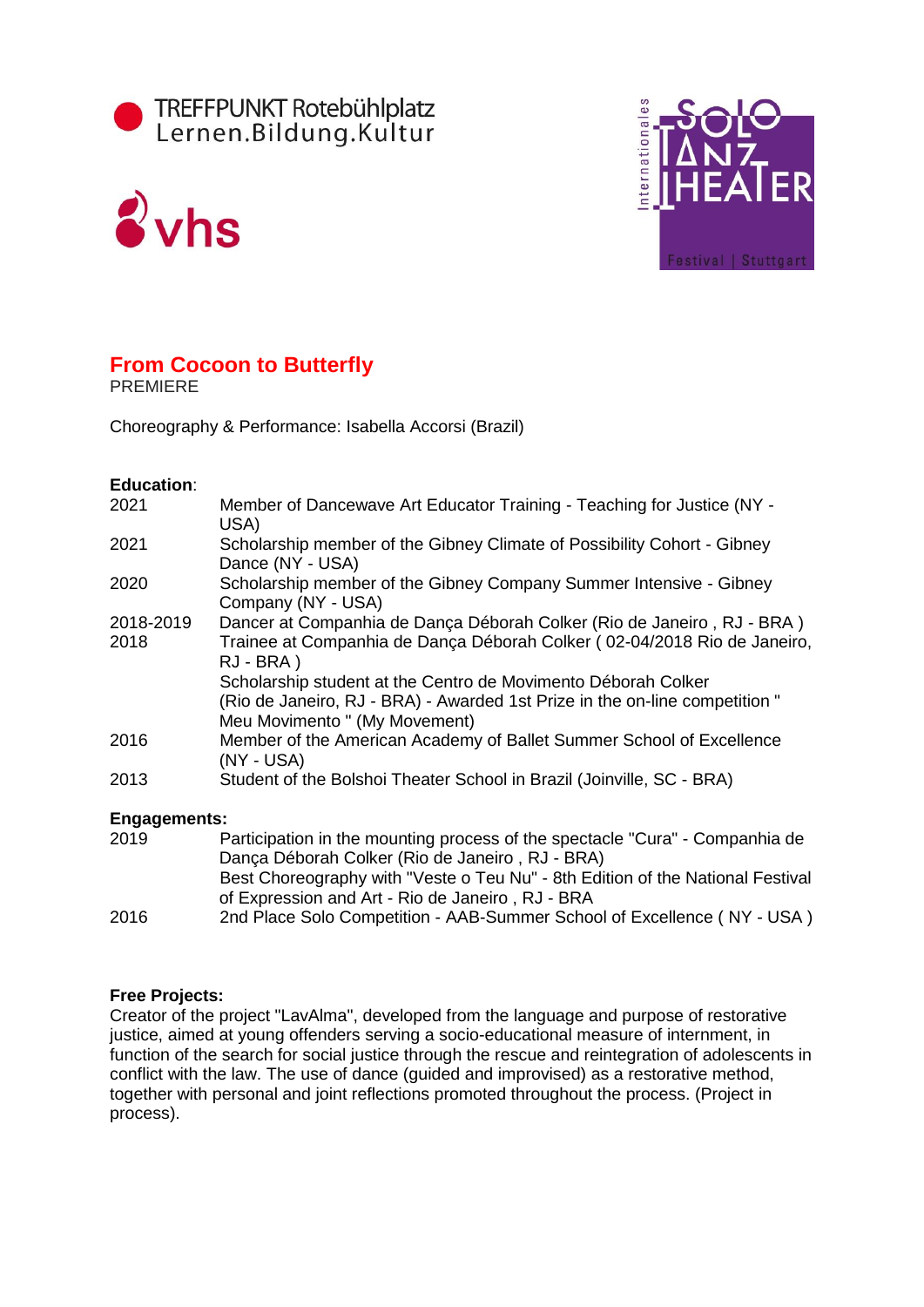TREFFPUNKT Rotebühlplatz
Lernen.Bildung.Kultur

vhs

Internationales SOLO TANZ THEATER Festival | Stuttgart

## From Cocoon to Butterfly

PREMIERE

Choreography & Performance: Isabella Accorsi (Brazil)

**Education**:

| | |
|---|---|
| 2021 | Member of Dancewave Art Educator Training - Teaching for Justice (NY - USA) |
| 2021 | Scholarship member of the Gibney Climate of Possibility Cohort - Gibney Dance (NY - USA) |
| 2020 | Scholarship member of the Gibney Company Summer Intensive - Gibney Company (NY - USA) |
| 2018-2019 | Dancer at Companhia de Dança Déborah Colker (Rio de Janeiro , RJ - BRA ) |
| 2018 | Trainee at Companhia de Dança Déborah Colker ( 02-04/2018 Rio de Janeiro, RJ - BRA ) |
| | Scholarship student at the Centro de Movimento Déborah Colker (Rio de Janeiro, RJ - BRA) - Awarded 1st Prize in the on-line competition " Meu Movimento " (My Movement) |
| 2016 | Member of the American Academy of Ballet Summer School of Excellence (NY - USA) |
| 2013 | Student of the Bolshoi Theater School in Brazil (Joinville, SC - BRA) |

**Engagements:**

| | |
|---|---|
| 2019 | Participation in the mounting process of the spectacle "Cura" - Companhia de Dança Déborah Colker (Rio de Janeiro , RJ - BRA) |
| | Best Choreography with "Veste o Teu Nu" - 8th Edition of the National Festival of Expression and Art - Rio de Janeiro , RJ - BRA |
| 2016 | 2nd Place Solo Competition - AAB-Summer School of Excellence ( NY - USA ) |

**Free Projects:**

Creator of the project "LavAlma", developed from the language and purpose of restorative justice, aimed at young offenders serving a socio-educational measure of internment, in function of the search for social justice through the rescue and reintegration of adolescents in conflict with the law. The use of dance (guided and improvised) as a restorative method, together with personal and joint reflections promoted throughout the process. (Project in process).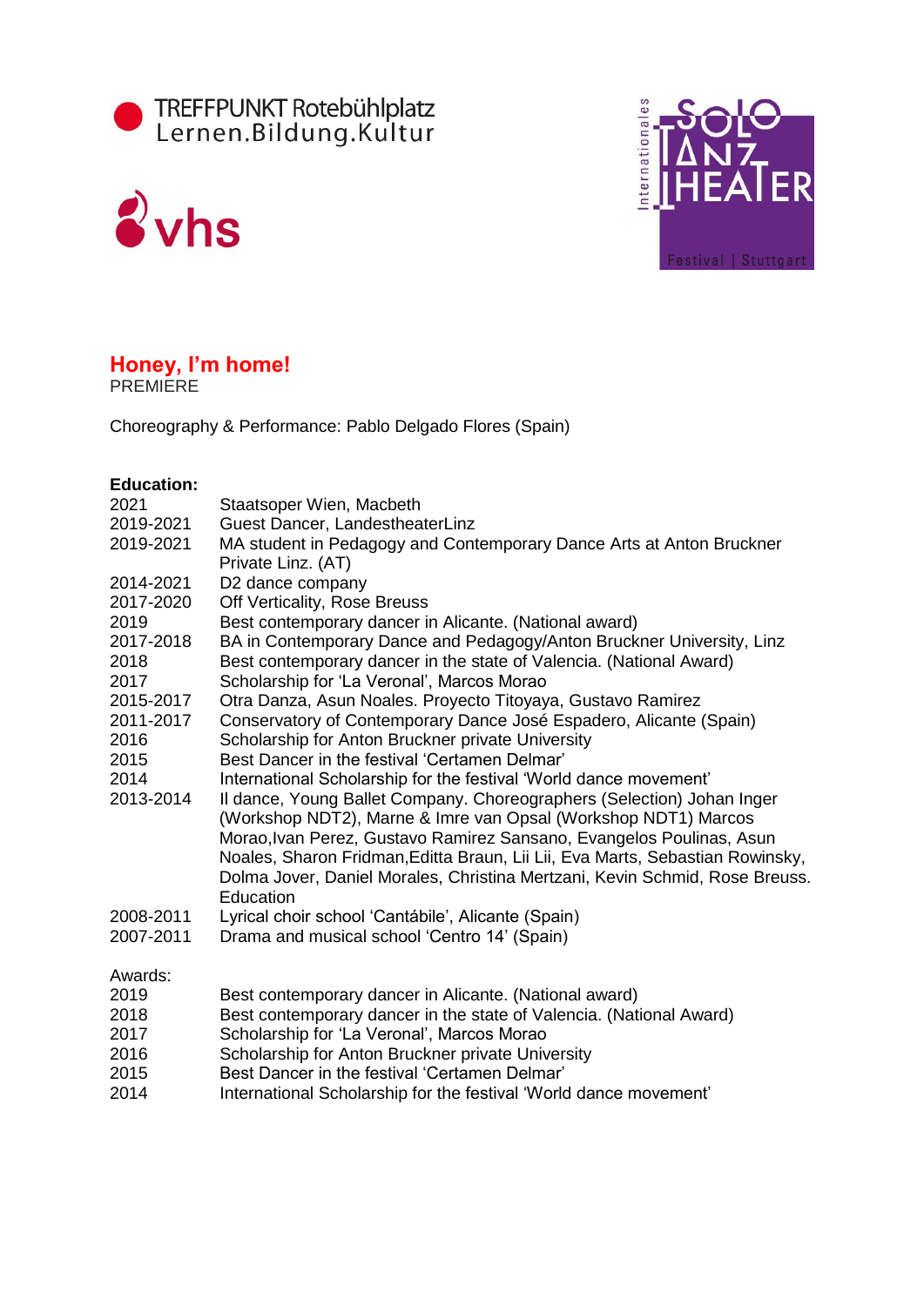TREFFPUNKT Rotebühlplatz
Lernen.Bildung.Kultur

vhs

Internationales SOLO TANZ THEATER Festival | Stuttgart

## Honey, I'm home!

PREMIERE

Choreography & Performance: Pablo Delgado Flores (Spain)

**Education:**

| | |
|---|---|
| 2021 | Staatsoper Wien, Macbeth |
| 2019-2021 | Guest Dancer, LandestheaterLinz |
| 2019-2021 | MA student in Pedagogy and Contemporary Dance Arts at Anton Bruckner Private Linz. (AT) |
| 2014-2021 | D2 dance company |
| 2017-2020 | Off Verticality, Rose Breuss |
| 2019 | Best contemporary dancer in Alicante. (National award) |
| 2017-2018 | BA in Contemporary Dance and Pedagogy/Anton Bruckner University, Linz |
| 2018 | Best contemporary dancer in the state of Valencia. (National Award) |
| 2017 | Scholarship for 'La Veronal', Marcos Morao |
| 2015-2017 | Otra Danza, Asun Noales. Proyecto Titoyaya, Gustavo Ramirez |
| 2011-2017 | Conservatory of Contemporary Dance José Espadero, Alicante (Spain) |
| 2016 | Scholarship for Anton Bruckner private University |
| 2015 | Best Dancer in the festival 'Certamen Delmar' |
| 2014 | International Scholarship for the festival 'World dance movement' |
| 2013-2014 | Il dance, Young Ballet Company. Choreographers (Selection) Johan Inger (Workshop NDT2), Marne & Imre van Opsal (Workshop NDT1) Marcos Morao,Ivan Perez, Gustavo Ramirez Sansano, Evangelos Poulinas, Asun Noales, Sharon Fridman,Editta Braun, Lii Lii, Eva Marts, Sebastian Rowinsky, Dolma Jover, Daniel Morales, Christina Mertzani, Kevin Schmid, Rose Breuss. Education |
| 2008-2011 | Lyrical choir school 'Cantábile', Alicante (Spain) |
| 2007-2011 | Drama and musical school 'Centro 14' (Spain) |

Awards:

| | |
|---|---|
| 2019 | Best contemporary dancer in Alicante. (National award) |
| 2018 | Best contemporary dancer in the state of Valencia. (National Award) |
| 2017 | Scholarship for 'La Veronal', Marcos Morao |
| 2016 | Scholarship for Anton Bruckner private University |
| 2015 | Best Dancer in the festival 'Certamen Delmar' |
| 2014 | International Scholarship for the festival 'World dance movement' |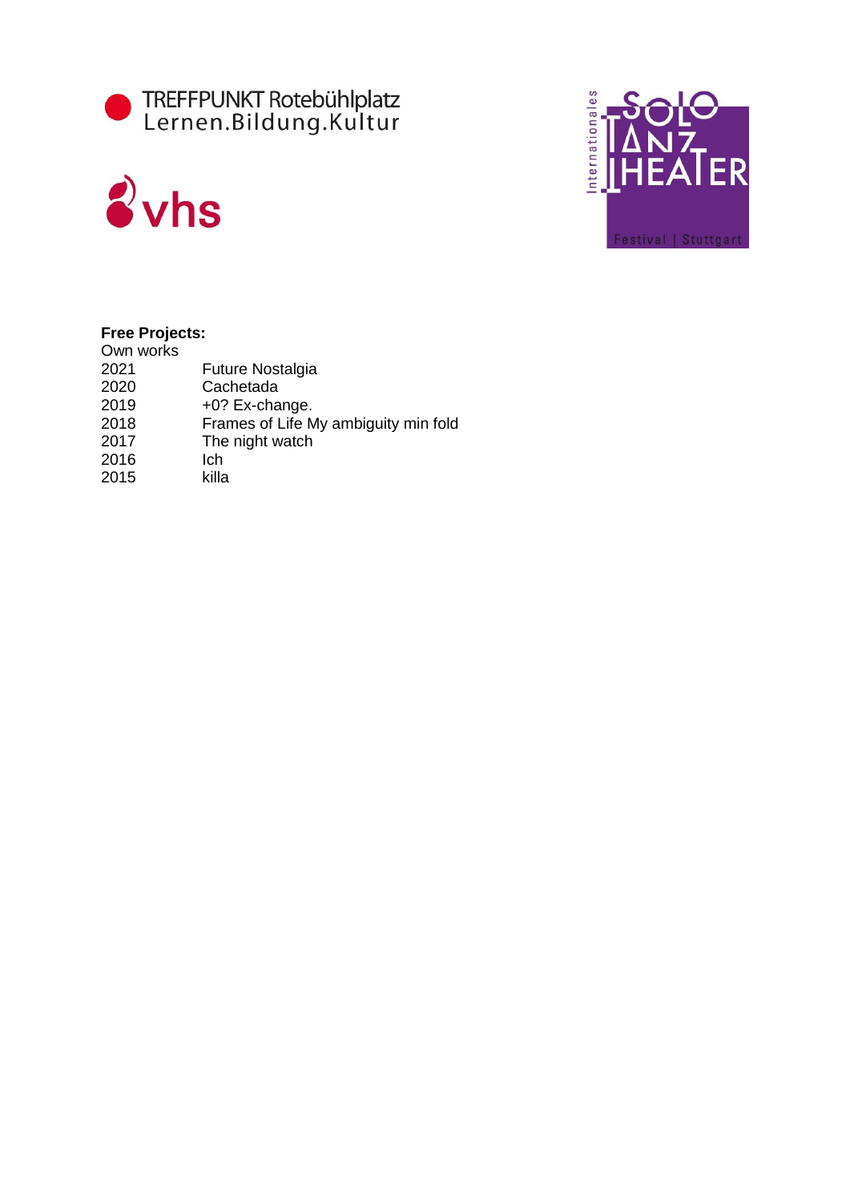**Free Projects:**

Own works

| | |
|---|---|
| 2021 | Future Nostalgia |
| 2020 | Cachetada |
| 2019 | +0? Ex-change. |
| 2018 | Frames of Life My ambiguity min fold |
| 2017 | The night watch |
| 2016 | Ich |
| 2015 | killa |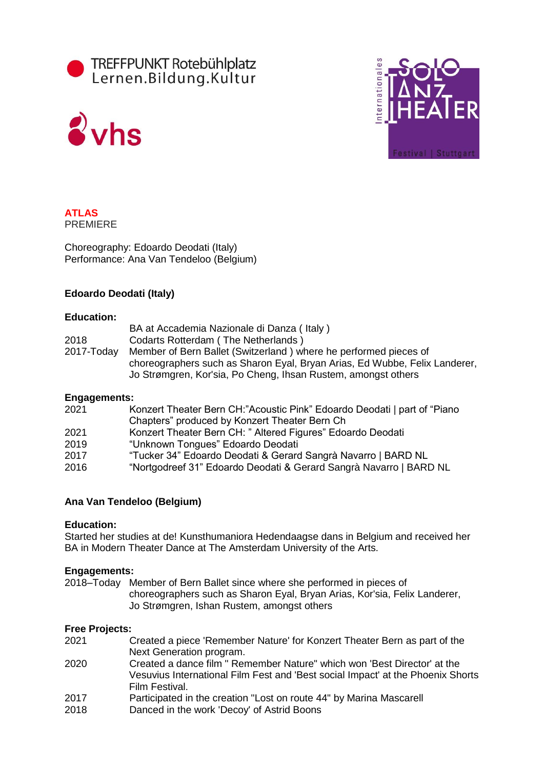TREFFPUNKT Rotebühlplatz
Lernen.Bildung.Kultur

vhs

Internationales SOLO TANZ THEATER Festival | Stuttgart

**ATLAS**
PREMIERE

Choreography: Edoardo Deodati (Italy)
Performance: Ana Van Tendeloo (Belgium)

**Edoardo Deodati (Italy)**

**Education:**

| | |
|---|---|
| | BA at Accademia Nazionale di Danza ( Italy ) |
| 2018 | Codarts Rotterdam ( The Netherlands ) |
| 2017-Today | Member of Bern Ballet (Switzerland ) where he performed pieces of choreographers such as Sharon Eyal, Bryan Arias, Ed Wubbe, Felix Landerer, Jo Strømgren, Kor'sia, Po Cheng, Ihsan Rustem, amongst others |

**Engagements:**

| | |
|---|---|
| 2021 | Konzert Theater Bern CH:"Acoustic Pink" Edoardo Deodati \| part of "Piano Chapters" produced by Konzert Theater Bern Ch |
| 2021 | Konzert Theater Bern CH: " Altered Figures" Edoardo Deodati |
| 2019 | "Unknown Tongues" Edoardo Deodati |
| 2017 | "Tucker 34" Edoardo Deodati & Gerard Sangrà Navarro \| BARD NL |
| 2016 | "Nortgodreef 31" Edoardo Deodati & Gerard Sangrà Navarro \| BARD NL |

**Ana Van Tendeloo (Belgium)**

**Education:**
Started her studies at de! Kunsthumaniora Hedendaagse dans in Belgium and received her BA in Modern Theater Dance at The Amsterdam University of the Arts.

**Engagements:**

| | |
|---|---|
| 2018–Today | Member of Bern Ballet since where she performed in pieces of choreographers such as Sharon Eyal, Bryan Arias, Kor'sia, Felix Landerer, Jo Strømgren, Ishan Rustem, amongst others |

**Free Projects:**

| | |
|---|---|
| 2021 | Created a piece 'Remember Nature' for Konzert Theater Bern as part of the Next Generation program. |
| 2020 | Created a dance film " Remember Nature" which won 'Best Director' at the Vesuvius International Film Fest and 'Best social Impact' at the Phoenix Shorts Film Festival. |
| 2017 | Participated in the creation "Lost on route 44" by Marina Mascarell |
| 2018 | Danced in the work 'Decoy' of Astrid Boons |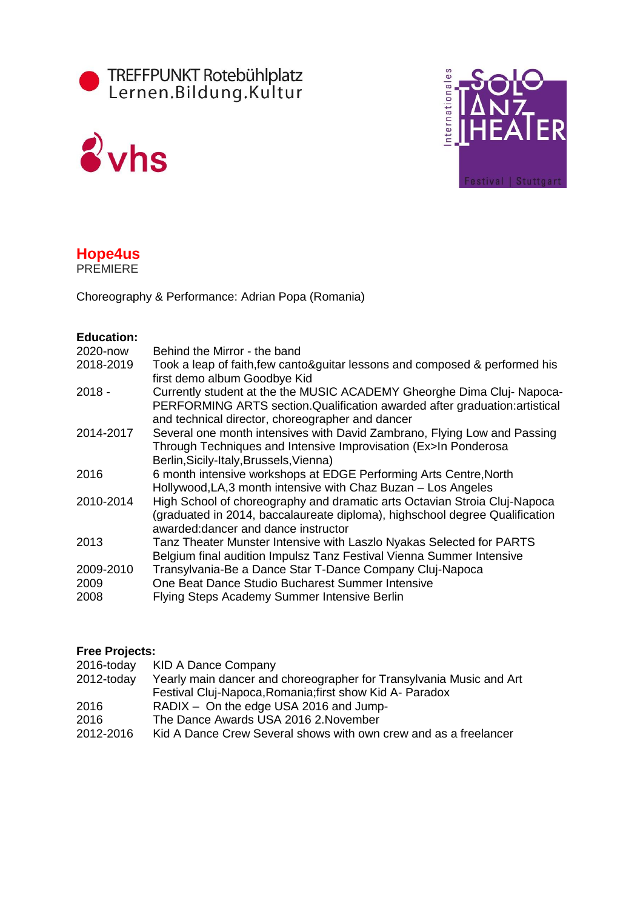TREFFPUNKT Rotebühlplatz
Lernen.Bildung.Kultur

vhs

Internationales SOLO TANZ THEATER Festival | Stuttgart

## Hope4us

PREMIERE

Choreography & Performance: Adrian Popa (Romania)

**Education:**

| | |
|---|---|
| 2020-now | Behind the Mirror - the band |
| 2018-2019 | Took a leap of faith,few canto&guitar lessons and composed & performed his first demo album Goodbye Kid |
| 2018 - | Currently student at the the MUSIC ACADEMY Gheorghe Dima Cluj- Napoca-PERFORMING ARTS section.Qualification awarded after graduation:artistical and technical director, choreographer and dancer |
| 2014-2017 | Several one month intensives with David Zambrano, Flying Low and Passing Through Techniques and Intensive Improvisation (Ex>In Ponderosa Berlin,Sicily-Italy,Brussels,Vienna) |
| 2016 | 6 month intensive workshops at EDGE Performing Arts Centre,North Hollywood,LA,3 month intensive with Chaz Buzan – Los Angeles |
| 2010-2014 | High School of choreography and dramatic arts Octavian Stroia Cluj-Napoca (graduated in 2014, baccalaureate diploma), highschool degree Qualification awarded:dancer and dance instructor |
| 2013 | Tanz Theater Munster Intensive with Laszlo Nyakas Selected for PARTS Belgium final audition Impulsz Tanz Festival Vienna Summer Intensive |
| 2009-2010 | Transylvania-Be a Dance Star T-Dance Company Cluj-Napoca |
| 2009 | One Beat Dance Studio Bucharest Summer Intensive |
| 2008 | Flying Steps Academy Summer Intensive Berlin |

**Free Projects:**

| | |
|---|---|
| 2016-today | KID A Dance Company |
| 2012-today | Yearly main dancer and choreographer for Transylvania Music and Art Festival Cluj-Napoca,Romania;first show Kid A- Paradox |
| 2016 | RADIX – On the edge USA 2016 and Jump- |
| 2016 | The Dance Awards USA 2016 2.November |
| 2012-2016 | Kid A Dance Crew Several shows with own crew and as a freelancer |